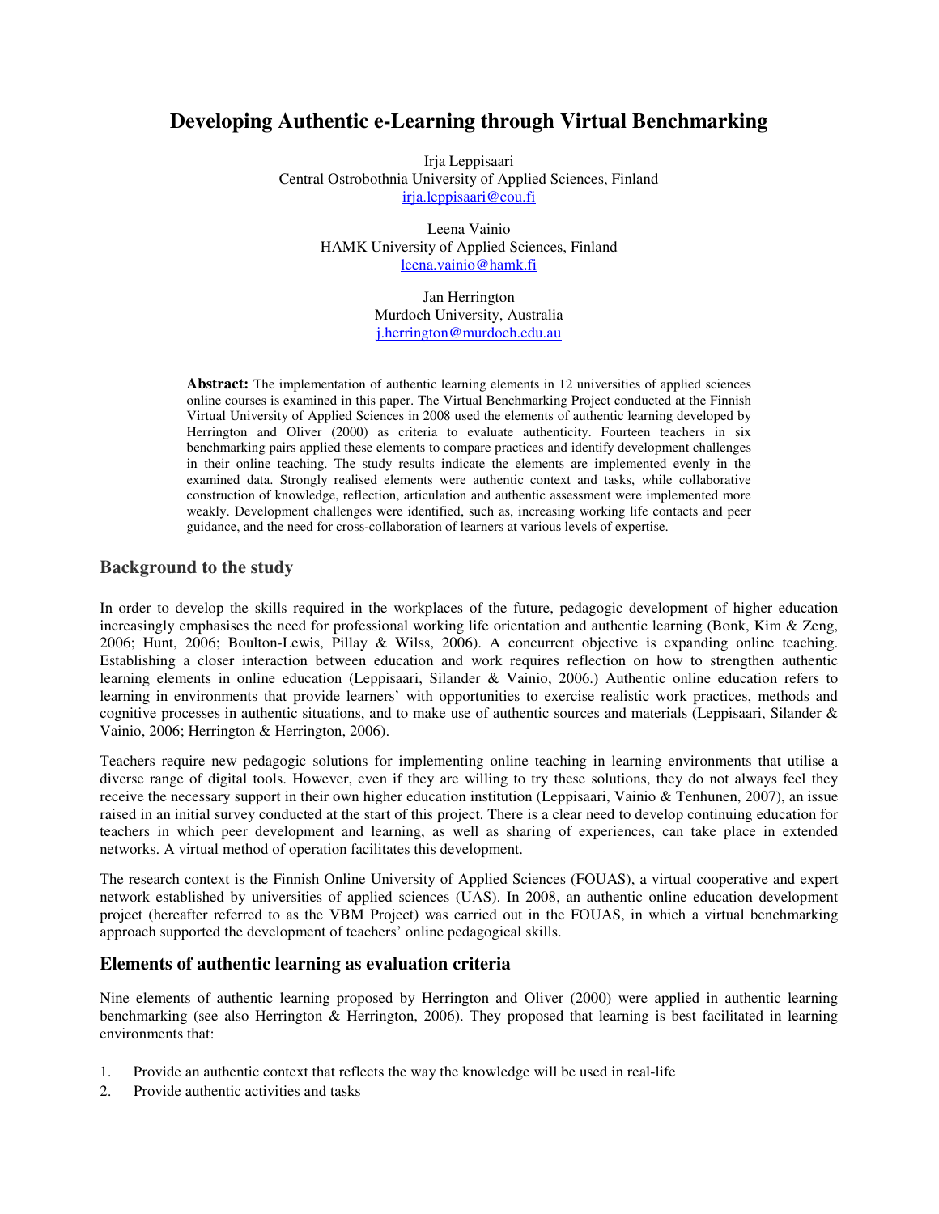# Developing Authentic e-Learning through Virtual Benchmarking

Irja Leppisaari
Central Ostrobothnia University of Applied Sciences, Finland
irja.leppisaari@cou.fi

Leena Vainio
HAMK University of Applied Sciences, Finland
leena.vainio@hamk.fi

Jan Herrington
Murdoch University, Australia
j.herrington@murdoch.edu.au

**Abstract:** The implementation of authentic learning elements in 12 universities of applied sciences online courses is examined in this paper. The Virtual Benchmarking Project conducted at the Finnish Virtual University of Applied Sciences in 2008 used the elements of authentic learning developed by Herrington and Oliver (2000) as criteria to evaluate authenticity. Fourteen teachers in six benchmarking pairs applied these elements to compare practices and identify development challenges in their online teaching. The study results indicate the elements are implemented evenly in the examined data. Strongly realised elements were authentic context and tasks, while collaborative construction of knowledge, reflection, articulation and authentic assessment were implemented more weakly. Development challenges were identified, such as, increasing working life contacts and peer guidance, and the need for cross-collaboration of learners at various levels of expertise.

## Background to the study

In order to develop the skills required in the workplaces of the future, pedagogic development of higher education increasingly emphasises the need for professional working life orientation and authentic learning (Bonk, Kim & Zeng, 2006; Hunt, 2006; Boulton-Lewis, Pillay & Wilss, 2006). A concurrent objective is expanding online teaching. Establishing a closer interaction between education and work requires reflection on how to strengthen authentic learning elements in online education (Leppisaari, Silander & Vainio, 2006.) Authentic online education refers to learning in environments that provide learners' with opportunities to exercise realistic work practices, methods and cognitive processes in authentic situations, and to make use of authentic sources and materials (Leppisaari, Silander & Vainio, 2006; Herrington & Herrington, 2006).

Teachers require new pedagogic solutions for implementing online teaching in learning environments that utilise a diverse range of digital tools. However, even if they are willing to try these solutions, they do not always feel they receive the necessary support in their own higher education institution (Leppisaari, Vainio & Tenhunen, 2007), an issue raised in an initial survey conducted at the start of this project. There is a clear need to develop continuing education for teachers in which peer development and learning, as well as sharing of experiences, can take place in extended networks. A virtual method of operation facilitates this development.

The research context is the Finnish Online University of Applied Sciences (FOUAS), a virtual cooperative and expert network established by universities of applied sciences (UAS). In 2008, an authentic online education development project (hereafter referred to as the VBM Project) was carried out in the FOUAS, in which a virtual benchmarking approach supported the development of teachers' online pedagogical skills.

## Elements of authentic learning as evaluation criteria

Nine elements of authentic learning proposed by Herrington and Oliver (2000) were applied in authentic learning benchmarking (see also Herrington & Herrington, 2006). They proposed that learning is best facilitated in learning environments that:

1. Provide an authentic context that reflects the way the knowledge will be used in real-life
2. Provide authentic activities and tasks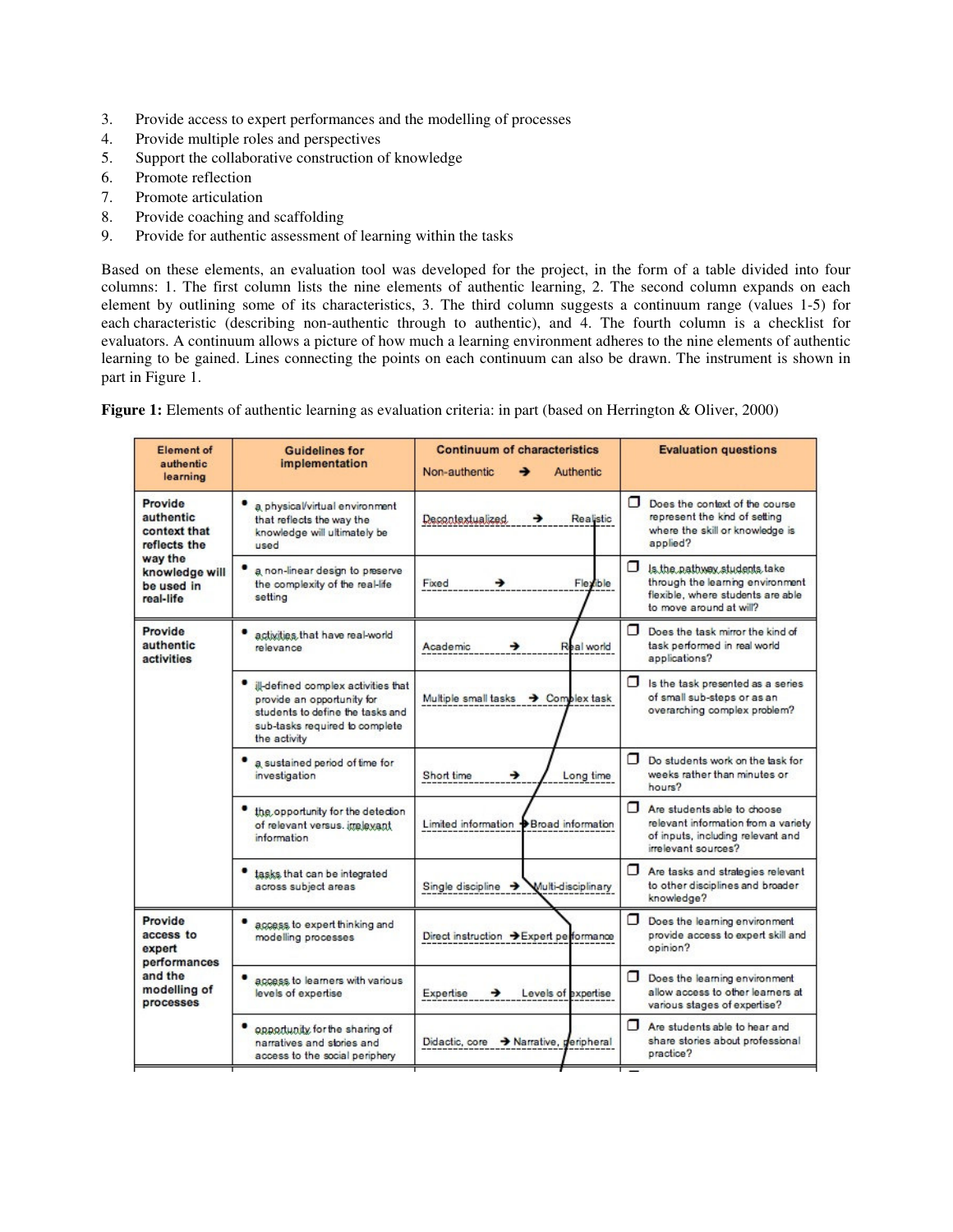3. Provide access to expert performances and the modelling of processes
4. Provide multiple roles and perspectives
5. Support the collaborative construction of knowledge
6. Promote reflection
7. Promote articulation
8. Provide coaching and scaffolding
9. Provide for authentic assessment of learning within the tasks

Based on these elements, an evaluation tool was developed for the project, in the form of a table divided into four columns: 1. The first column lists the nine elements of authentic learning, 2. The second column expands on each element by outlining some of its characteristics, 3. The third column suggests a continuum range (values 1-5) for each characteristic (describing non-authentic through to authentic), and 4. The fourth column is a checklist for evaluators. A continuum allows a picture of how much a learning environment adheres to the nine elements of authentic learning to be gained. Lines connecting the points on each continuum can also be drawn. The instrument is shown in part in Figure 1.

**Figure 1:** Elements of authentic learning as evaluation criteria: in part (based on Herrington & Oliver, 2000)

| Element of authentic learning | Guidelines for implementation | Continuum of characteristics<br>Non-authentic → Authentic | Evaluation questions |
|---|---|---|---|
| **Provide authentic context that reflects the way the knowledge will be used in real-life** | • a physical/virtual environment that reflects the way the knowledge will ultimately be used | Decontextualized → Realistic | ❐ Does the context of the course represent the kind of setting where the skill or knowledge is applied? |
| | • a non-linear design to preserve the complexity of the real-life setting | Fixed → Flexible | ❐ Is the pathway students take through the learning environment flexible, where students are able to move around at will? |
| **Provide authentic activities** | • activities that have real-world relevance | Academic → Real world | ❐ Does the task mirror the kind of task performed in real world applications? |
| | • ill-defined complex activities that provide an opportunity for students to define the tasks and sub-tasks required to complete the activity | Multiple small tasks → Complex task | ❐ Is the task presented as a series of small sub-steps or as an overarching complex problem? |
| | • a sustained period of time for investigation | Short time → Long time | ❐ Do students work on the task for weeks rather than minutes or hours? |
| | • the opportunity for the detection of relevant versus. irrelevant information | Limited information → Broad information | ❐ Are students able to choose relevant information from a variety of inputs, including relevant and irrelevant sources? |
| | • tasks that can be integrated across subject areas | Single discipline → Multi-disciplinary | ❐ Are tasks and strategies relevant to other disciplines and broader knowledge? |
| **Provide access to expert performances and the modelling of processes** | • access to expert thinking and modelling processes | Direct instruction → Expert performance | ❐ Does the learning environment provide access to expert skill and opinion? |
| | • access to learners with various levels of expertise | Expertise → Levels of expertise | ❐ Does the learning environment allow access to other learners at various stages of expertise? |
| | • opportunity for the sharing of narratives and stories and access to the social periphery | Didactic, core → Narrative, peripheral | ❐ Are students able to hear and share stories about professional practice? |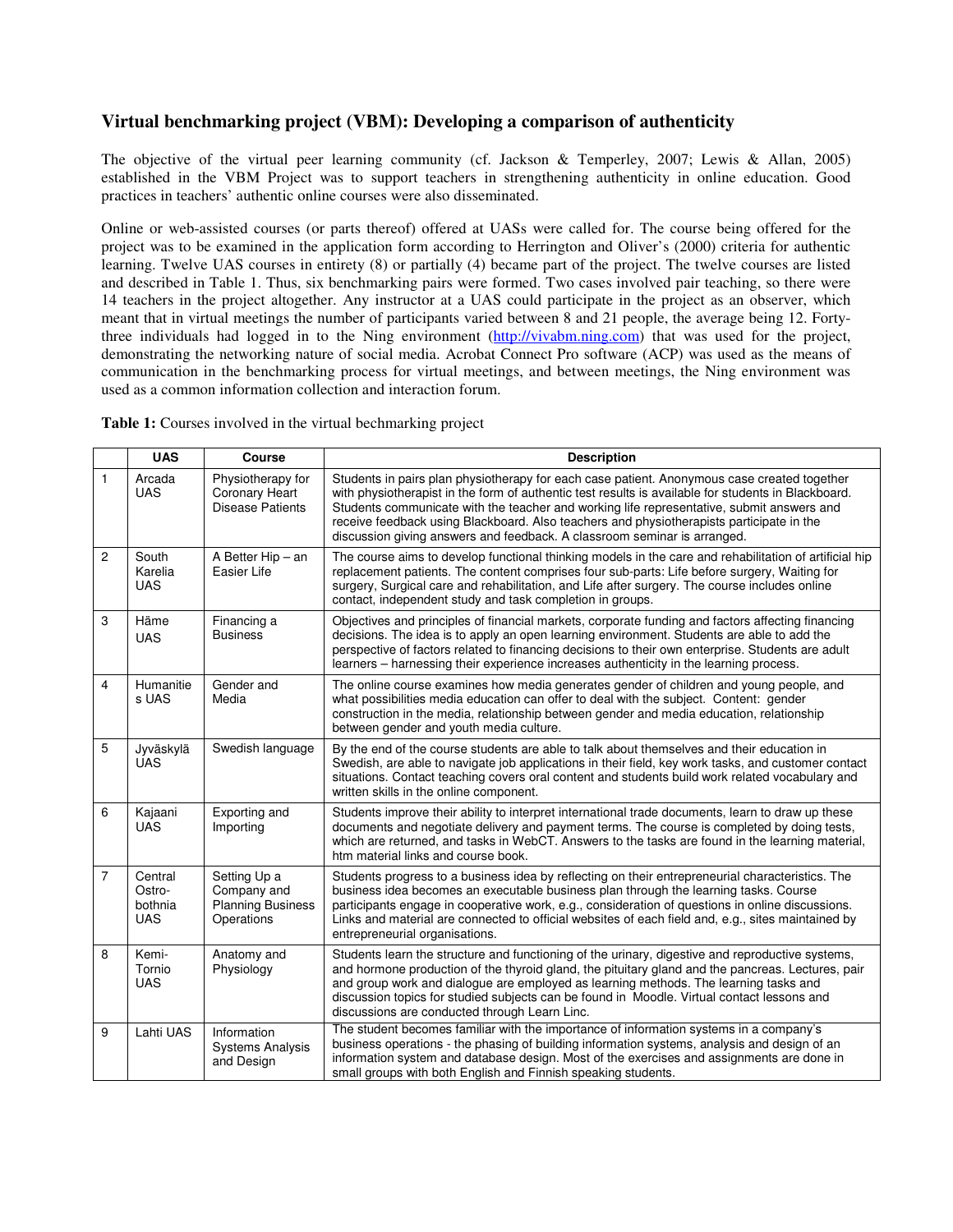## Virtual benchmarking project (VBM): Developing a comparison of authenticity

The objective of the virtual peer learning community (cf. Jackson & Temperley, 2007; Lewis & Allan, 2005) established in the VBM Project was to support teachers in strengthening authenticity in online education. Good practices in teachers' authentic online courses were also disseminated.

Online or web-assisted courses (or parts thereof) offered at UASs were called for. The course being offered for the project was to be examined in the application form according to Herrington and Oliver's (2000) criteria for authentic learning. Twelve UAS courses in entirety (8) or partially (4) became part of the project. The twelve courses are listed and described in Table 1. Thus, six benchmarking pairs were formed. Two cases involved pair teaching, so there were 14 teachers in the project altogether. Any instructor at a UAS could participate in the project as an observer, which meant that in virtual meetings the number of participants varied between 8 and 21 people, the average being 12. Forty-three individuals had logged in to the Ning environment (http://vivabm.ning.com) that was used for the project, demonstrating the networking nature of social media. Acrobat Connect Pro software (ACP) was used as the means of communication in the benchmarking process for virtual meetings, and between meetings, the Ning environment was used as a common information collection and interaction forum.

**Table 1:** Courses involved in the virtual bechmarking project

| | UAS | Course | Description |
|---|---|---|---|
| 1 | Arcada UAS | Physiotherapy for Coronary Heart Disease Patients | Students in pairs plan physiotherapy for each case patient. Anonymous case created together with physiotherapist in the form of authentic test results is available for students in Blackboard. Students communicate with the teacher and working life representative, submit answers and receive feedback using Blackboard. Also teachers and physiotherapists participate in the discussion giving answers and feedback. A classroom seminar is arranged. |
| 2 | South Karelia UAS | A Better Hip – an Easier Life | The course aims to develop functional thinking models in the care and rehabilitation of artificial hip replacement patients. The content comprises four sub-parts: Life before surgery, Waiting for surgery, Surgical care and rehabilitation, and Life after surgery. The course includes online contact, independent study and task completion in groups. |
| 3 | Häme UAS | Financing a Business | Objectives and principles of financial markets, corporate funding and factors affecting financing decisions. The idea is to apply an open learning environment. Students are able to add the perspective of factors related to financing decisions to their own enterprise. Students are adult learners – harnessing their experience increases authenticity in the learning process. |
| 4 | Humanities UAS | Gender and Media | The online course examines how media generates gender of children and young people, and what possibilities media education can offer to deal with the subject. Content: gender construction in the media, relationship between gender and media education, relationship between gender and youth media culture. |
| 5 | Jyväskylä UAS | Swedish language | By the end of the course students are able to talk about themselves and their education in Swedish, are able to navigate job applications in their field, key work tasks, and customer contact situations. Contact teaching covers oral content and students build work related vocabulary and written skills in the online component. |
| 6 | Kajaani UAS | Exporting and Importing | Students improve their ability to interpret international trade documents, learn to draw up these documents and negotiate delivery and payment terms. The course is completed by doing tests, which are returned, and tasks in WebCT. Answers to the tasks are found in the learning material, htm material links and course book. |
| 7 | Central Ostrobothnia UAS | Setting Up a Company and Planning Business Operations | Students progress to a business idea by reflecting on their entrepreneurial characteristics. The business idea becomes an executable business plan through the learning tasks. Course participants engage in cooperative work, e.g., consideration of questions in online discussions. Links and material are connected to official websites of each field and, e.g., sites maintained by entrepreneurial organisations. |
| 8 | Kemi-Tornio UAS | Anatomy and Physiology | Students learn the structure and functioning of the urinary, digestive and reproductive systems, and hormone production of the thyroid gland, the pituitary gland and the pancreas. Lectures, pair and group work and dialogue are employed as learning methods. The learning tasks and discussion topics for studied subjects can be found in Moodle. Virtual contact lessons and discussions are conducted through Learn Linc. |
| 9 | Lahti UAS | Information Systems Analysis and Design | The student becomes familiar with the importance of information systems in a company's business operations - the phasing of building information systems, analysis and design of an information system and database design. Most of the exercises and assignments are done in small groups with both English and Finnish speaking students. |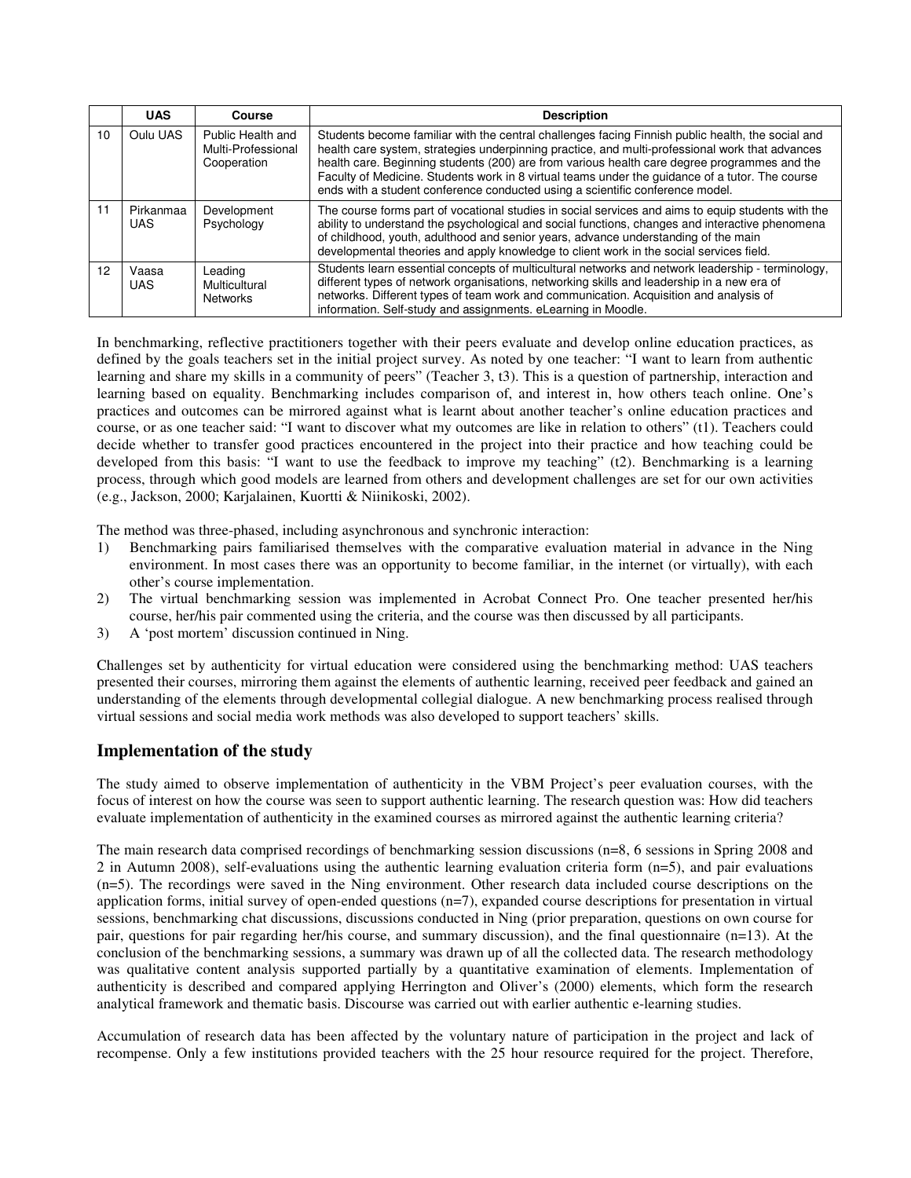|  | UAS | Course | Description |
|---|---|---|---|
| 10 | Oulu UAS | Public Health and Multi-Professional Cooperation | Students become familiar with the central challenges facing Finnish public health, the social and health care system, strategies underpinning practice, and multi-professional work that advances health care. Beginning students (200) are from various health care degree programmes and the Faculty of Medicine. Students work in 8 virtual teams under the guidance of a tutor. The course ends with a student conference conducted using a scientific conference model. |
| 11 | Pirkanmaa UAS | Development Psychology | The course forms part of vocational studies in social services and aims to equip students with the ability to understand the psychological and social functions, changes and interactive phenomena of childhood, youth, adulthood and senior years, advance understanding of the main developmental theories and apply knowledge to client work in the social services field. |
| 12 | Vaasa UAS | Leading Multicultural Networks | Students learn essential concepts of multicultural networks and network leadership - terminology, different types of network organisations, networking skills and leadership in a new era of networks. Different types of team work and communication. Acquisition and analysis of information. Self-study and assignments. eLearning in Moodle. |

In benchmarking, reflective practitioners together with their peers evaluate and develop online education practices, as defined by the goals teachers set in the initial project survey. As noted by one teacher: "I want to learn from authentic learning and share my skills in a community of peers" (Teacher 3, t3). This is a question of partnership, interaction and learning based on equality. Benchmarking includes comparison of, and interest in, how others teach online. One's practices and outcomes can be mirrored against what is learnt about another teacher's online education practices and course, or as one teacher said: "I want to discover what my outcomes are like in relation to others" (t1). Teachers could decide whether to transfer good practices encountered in the project into their practice and how teaching could be developed from this basis: "I want to use the feedback to improve my teaching" (t2). Benchmarking is a learning process, through which good models are learned from others and development challenges are set for our own activities (e.g., Jackson, 2000; Karjalainen, Kuortti & Niinikoski, 2002).

The method was three-phased, including asynchronous and synchronic interaction:

1) Benchmarking pairs familiarised themselves with the comparative evaluation material in advance in the Ning environment. In most cases there was an opportunity to become familiar, in the internet (or virtually), with each other's course implementation.
2) The virtual benchmarking session was implemented in Acrobat Connect Pro. One teacher presented her/his course, her/his pair commented using the criteria, and the course was then discussed by all participants.
3) A 'post mortem' discussion continued in Ning.

Challenges set by authenticity for virtual education were considered using the benchmarking method: UAS teachers presented their courses, mirroring them against the elements of authentic learning, received peer feedback and gained an understanding of the elements through developmental collegial dialogue. A new benchmarking process realised through virtual sessions and social media work methods was also developed to support teachers' skills.

## Implementation of the study

The study aimed to observe implementation of authenticity in the VBM Project's peer evaluation courses, with the focus of interest on how the course was seen to support authentic learning. The research question was: How did teachers evaluate implementation of authenticity in the examined courses as mirrored against the authentic learning criteria?

The main research data comprised recordings of benchmarking session discussions (n=8, 6 sessions in Spring 2008 and 2 in Autumn 2008), self-evaluations using the authentic learning evaluation criteria form (n=5), and pair evaluations (n=5). The recordings were saved in the Ning environment. Other research data included course descriptions on the application forms, initial survey of open-ended questions (n=7), expanded course descriptions for presentation in virtual sessions, benchmarking chat discussions, discussions conducted in Ning (prior preparation, questions on own course for pair, questions for pair regarding her/his course, and summary discussion), and the final questionnaire (n=13). At the conclusion of the benchmarking sessions, a summary was drawn up of all the collected data. The research methodology was qualitative content analysis supported partially by a quantitative examination of elements. Implementation of authenticity is described and compared applying Herrington and Oliver's (2000) elements, which form the research analytical framework and thematic basis. Discourse was carried out with earlier authentic e-learning studies.

Accumulation of research data has been affected by the voluntary nature of participation in the project and lack of recompense. Only a few institutions provided teachers with the 25 hour resource required for the project. Therefore,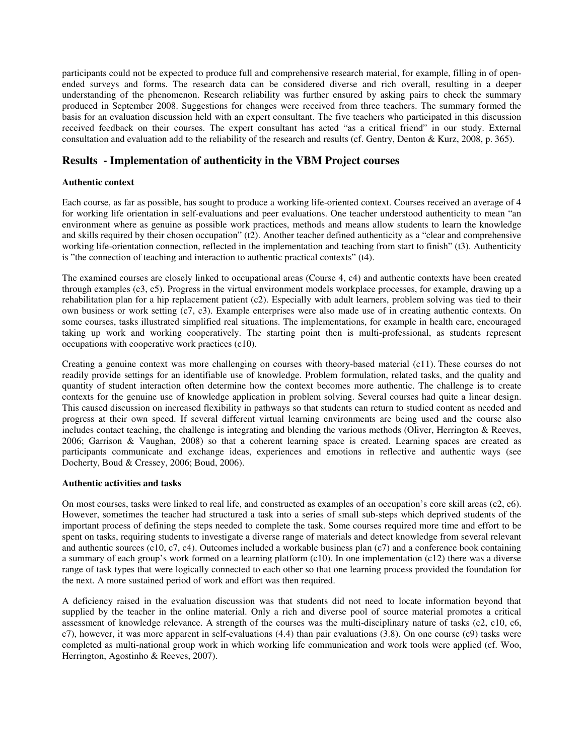participants could not be expected to produce full and comprehensive research material, for example, filling in of open-ended surveys and forms. The research data can be considered diverse and rich overall, resulting in a deeper understanding of the phenomenon. Research reliability was further ensured by asking pairs to check the summary produced in September 2008. Suggestions for changes were received from three teachers. The summary formed the basis for an evaluation discussion held with an expert consultant. The five teachers who participated in this discussion received feedback on their courses. The expert consultant has acted "as a critical friend" in our study. External consultation and evaluation add to the reliability of the research and results (cf. Gentry, Denton & Kurz, 2008, p. 365).

## Results - Implementation of authenticity in the VBM Project courses

### Authentic context

Each course, as far as possible, has sought to produce a working life-oriented context. Courses received an average of 4 for working life orientation in self-evaluations and peer evaluations. One teacher understood authenticity to mean "an environment where as genuine as possible work practices, methods and means allow students to learn the knowledge and skills required by their chosen occupation" (t2). Another teacher defined authenticity as a "clear and comprehensive working life-orientation connection, reflected in the implementation and teaching from start to finish" (t3). Authenticity is "the connection of teaching and interaction to authentic practical contexts" (t4).

The examined courses are closely linked to occupational areas (Course 4, c4) and authentic contexts have been created through examples (c3, c5). Progress in the virtual environment models workplace processes, for example, drawing up a rehabilitation plan for a hip replacement patient (c2). Especially with adult learners, problem solving was tied to their own business or work setting (c7, c3). Example enterprises were also made use of in creating authentic contexts. On some courses, tasks illustrated simplified real situations. The implementations, for example in health care, encouraged taking up work and working cooperatively. The starting point then is multi-professional, as students represent occupations with cooperative work practices (c10).

Creating a genuine context was more challenging on courses with theory-based material (c11). These courses do not readily provide settings for an identifiable use of knowledge. Problem formulation, related tasks, and the quality and quantity of student interaction often determine how the context becomes more authentic. The challenge is to create contexts for the genuine use of knowledge application in problem solving. Several courses had quite a linear design. This caused discussion on increased flexibility in pathways so that students can return to studied content as needed and progress at their own speed. If several different virtual learning environments are being used and the course also includes contact teaching, the challenge is integrating and blending the various methods (Oliver, Herrington & Reeves, 2006; Garrison & Vaughan, 2008) so that a coherent learning space is created. Learning spaces are created as participants communicate and exchange ideas, experiences and emotions in reflective and authentic ways (see Docherty, Boud & Cressey, 2006; Boud, 2006).

### Authentic activities and tasks

On most courses, tasks were linked to real life, and constructed as examples of an occupation's core skill areas (c2, c6). However, sometimes the teacher had structured a task into a series of small sub-steps which deprived students of the important process of defining the steps needed to complete the task. Some courses required more time and effort to be spent on tasks, requiring students to investigate a diverse range of materials and detect knowledge from several relevant and authentic sources (c10, c7, c4). Outcomes included a workable business plan (c7) and a conference book containing a summary of each group's work formed on a learning platform (c10). In one implementation (c12) there was a diverse range of task types that were logically connected to each other so that one learning process provided the foundation for the next. A more sustained period of work and effort was then required.

A deficiency raised in the evaluation discussion was that students did not need to locate information beyond that supplied by the teacher in the online material. Only a rich and diverse pool of source material promotes a critical assessment of knowledge relevance. A strength of the courses was the multi-disciplinary nature of tasks (c2, c10, c6, c7), however, it was more apparent in self-evaluations (4.4) than pair evaluations (3.8). On one course (c9) tasks were completed as multi-national group work in which working life communication and work tools were applied (cf. Woo, Herrington, Agostinho & Reeves, 2007).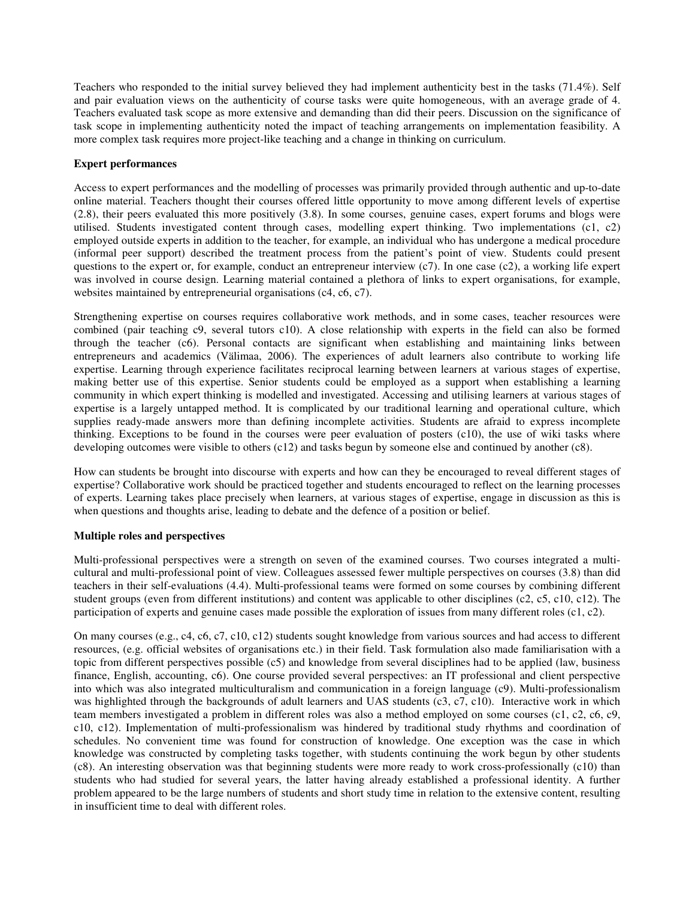Teachers who responded to the initial survey believed they had implement authenticity best in the tasks (71.4%). Self and pair evaluation views on the authenticity of course tasks were quite homogeneous, with an average grade of 4. Teachers evaluated task scope as more extensive and demanding than did their peers. Discussion on the significance of task scope in implementing authenticity noted the impact of teaching arrangements on implementation feasibility. A more complex task requires more project-like teaching and a change in thinking on curriculum.

**Expert performances**

Access to expert performances and the modelling of processes was primarily provided through authentic and up-to-date online material. Teachers thought their courses offered little opportunity to move among different levels of expertise (2.8), their peers evaluated this more positively (3.8). In some courses, genuine cases, expert forums and blogs were utilised. Students investigated content through cases, modelling expert thinking. Two implementations (c1, c2) employed outside experts in addition to the teacher, for example, an individual who has undergone a medical procedure (informal peer support) described the treatment process from the patient's point of view. Students could present questions to the expert or, for example, conduct an entrepreneur interview (c7). In one case (c2), a working life expert was involved in course design. Learning material contained a plethora of links to expert organisations, for example, websites maintained by entrepreneurial organisations (c4, c6, c7).

Strengthening expertise on courses requires collaborative work methods, and in some cases, teacher resources were combined (pair teaching c9, several tutors c10). A close relationship with experts in the field can also be formed through the teacher (c6). Personal contacts are significant when establishing and maintaining links between entrepreneurs and academics (Välimaa, 2006). The experiences of adult learners also contribute to working life expertise. Learning through experience facilitates reciprocal learning between learners at various stages of expertise, making better use of this expertise. Senior students could be employed as a support when establishing a learning community in which expert thinking is modelled and investigated. Accessing and utilising learners at various stages of expertise is a largely untapped method. It is complicated by our traditional learning and operational culture, which supplies ready-made answers more than defining incomplete activities. Students are afraid to express incomplete thinking. Exceptions to be found in the courses were peer evaluation of posters (c10), the use of wiki tasks where developing outcomes were visible to others (c12) and tasks begun by someone else and continued by another (c8).

How can students be brought into discourse with experts and how can they be encouraged to reveal different stages of expertise? Collaborative work should be practiced together and students encouraged to reflect on the learning processes of experts. Learning takes place precisely when learners, at various stages of expertise, engage in discussion as this is when questions and thoughts arise, leading to debate and the defence of a position or belief.

**Multiple roles and perspectives**

Multi-professional perspectives were a strength on seven of the examined courses. Two courses integrated a multi-cultural and multi-professional point of view. Colleagues assessed fewer multiple perspectives on courses (3.8) than did teachers in their self-evaluations (4.4). Multi-professional teams were formed on some courses by combining different student groups (even from different institutions) and content was applicable to other disciplines (c2, c5, c10, c12). The participation of experts and genuine cases made possible the exploration of issues from many different roles (c1, c2).

On many courses (e.g., c4, c6, c7, c10, c12) students sought knowledge from various sources and had access to different resources, (e.g. official websites of organisations etc.) in their field. Task formulation also made familiarisation with a topic from different perspectives possible (c5) and knowledge from several disciplines had to be applied (law, business finance, English, accounting, c6). One course provided several perspectives: an IT professional and client perspective into which was also integrated multiculturalism and communication in a foreign language (c9). Multi-professionalism was highlighted through the backgrounds of adult learners and UAS students (c3, c7, c10). Interactive work in which team members investigated a problem in different roles was also a method employed on some courses (c1, c2, c6, c9, c10, c12). Implementation of multi-professionalism was hindered by traditional study rhythms and coordination of schedules. No convenient time was found for construction of knowledge. One exception was the case in which knowledge was constructed by completing tasks together, with students continuing the work begun by other students (c8). An interesting observation was that beginning students were more ready to work cross-professionally (c10) than students who had studied for several years, the latter having already established a professional identity. A further problem appeared to be the large numbers of students and short study time in relation to the extensive content, resulting in insufficient time to deal with different roles.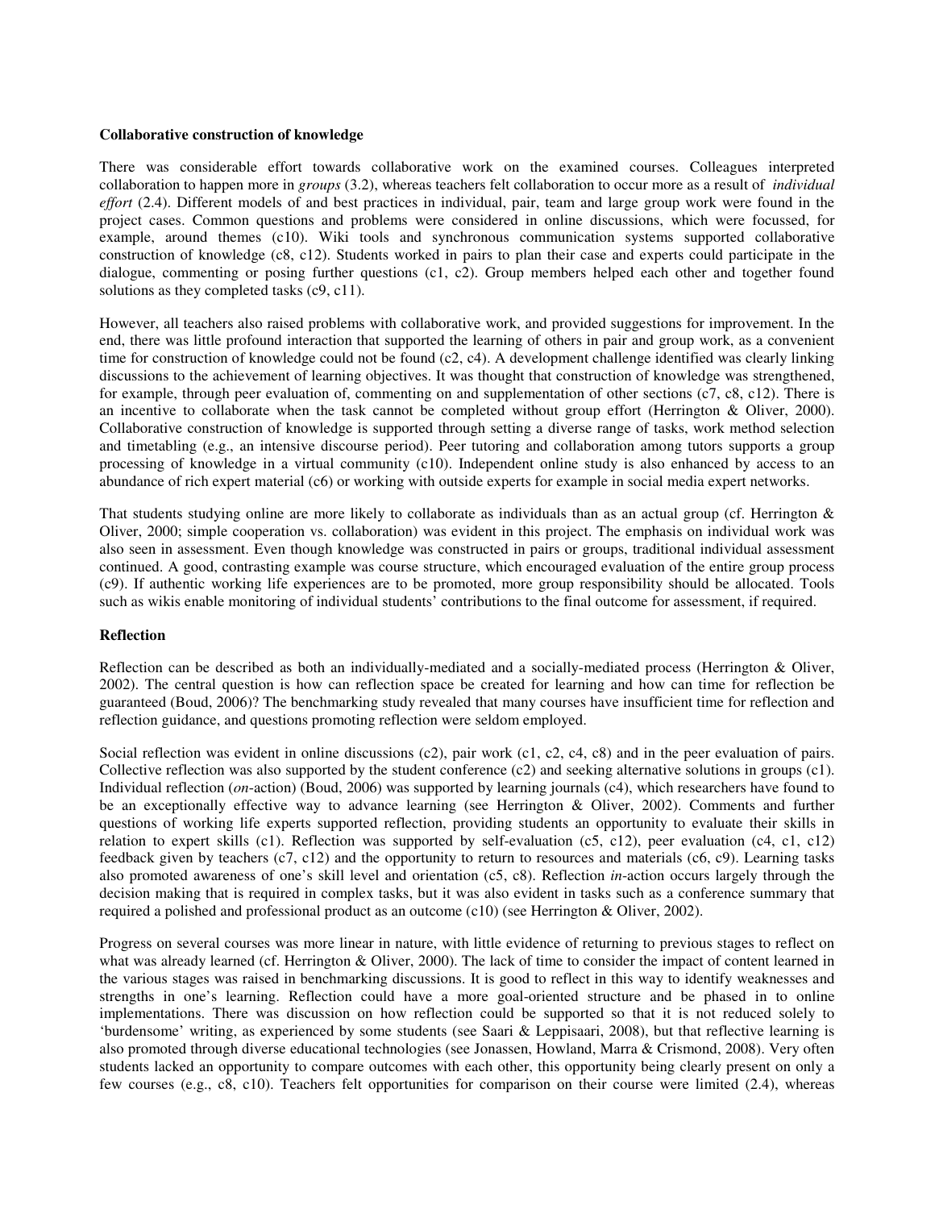**Collaborative construction of knowledge**

There was considerable effort towards collaborative work on the examined courses. Colleagues interpreted collaboration to happen more in *groups* (3.2), whereas teachers felt collaboration to occur more as a result of *individual effort* (2.4). Different models of and best practices in individual, pair, team and large group work were found in the project cases. Common questions and problems were considered in online discussions, which were focussed, for example, around themes (c10). Wiki tools and synchronous communication systems supported collaborative construction of knowledge (c8, c12). Students worked in pairs to plan their case and experts could participate in the dialogue, commenting or posing further questions (c1, c2). Group members helped each other and together found solutions as they completed tasks (c9, c11).

However, all teachers also raised problems with collaborative work, and provided suggestions for improvement. In the end, there was little profound interaction that supported the learning of others in pair and group work, as a convenient time for construction of knowledge could not be found (c2, c4). A development challenge identified was clearly linking discussions to the achievement of learning objectives. It was thought that construction of knowledge was strengthened, for example, through peer evaluation of, commenting on and supplementation of other sections (c7, c8, c12). There is an incentive to collaborate when the task cannot be completed without group effort (Herrington & Oliver, 2000). Collaborative construction of knowledge is supported through setting a diverse range of tasks, work method selection and timetabling (e.g., an intensive discourse period). Peer tutoring and collaboration among tutors supports a group processing of knowledge in a virtual community (c10). Independent online study is also enhanced by access to an abundance of rich expert material (c6) or working with outside experts for example in social media expert networks.

That students studying online are more likely to collaborate as individuals than as an actual group (cf. Herrington & Oliver, 2000; simple cooperation vs. collaboration) was evident in this project. The emphasis on individual work was also seen in assessment. Even though knowledge was constructed in pairs or groups, traditional individual assessment continued. A good, contrasting example was course structure, which encouraged evaluation of the entire group process (c9). If authentic working life experiences are to be promoted, more group responsibility should be allocated. Tools such as wikis enable monitoring of individual students' contributions to the final outcome for assessment, if required.

**Reflection**

Reflection can be described as both an individually-mediated and a socially-mediated process (Herrington & Oliver, 2002). The central question is how can reflection space be created for learning and how can time for reflection be guaranteed (Boud, 2006)? The benchmarking study revealed that many courses have insufficient time for reflection and reflection guidance, and questions promoting reflection were seldom employed.

Social reflection was evident in online discussions (c2), pair work (c1, c2, c4, c8) and in the peer evaluation of pairs. Collective reflection was also supported by the student conference (c2) and seeking alternative solutions in groups (c1). Individual reflection (*on*-action) (Boud, 2006) was supported by learning journals (c4), which researchers have found to be an exceptionally effective way to advance learning (see Herrington & Oliver, 2002). Comments and further questions of working life experts supported reflection, providing students an opportunity to evaluate their skills in relation to expert skills (c1). Reflection was supported by self-evaluation (c5, c12), peer evaluation (c4, c1, c12) feedback given by teachers (c7, c12) and the opportunity to return to resources and materials (c6, c9). Learning tasks also promoted awareness of one's skill level and orientation (c5, c8). Reflection *in*-action occurs largely through the decision making that is required in complex tasks, but it was also evident in tasks such as a conference summary that required a polished and professional product as an outcome (c10) (see Herrington & Oliver, 2002).

Progress on several courses was more linear in nature, with little evidence of returning to previous stages to reflect on what was already learned (cf. Herrington & Oliver, 2000). The lack of time to consider the impact of content learned in the various stages was raised in benchmarking discussions. It is good to reflect in this way to identify weaknesses and strengths in one's learning. Reflection could have a more goal-oriented structure and be phased in to online implementations. There was discussion on how reflection could be supported so that it is not reduced solely to 'burdensome' writing, as experienced by some students (see Saari & Leppisaari, 2008), but that reflective learning is also promoted through diverse educational technologies (see Jonassen, Howland, Marra & Crismond, 2008). Very often students lacked an opportunity to compare outcomes with each other, this opportunity being clearly present on only a few courses (e.g., c8, c10). Teachers felt opportunities for comparison on their course were limited (2.4), whereas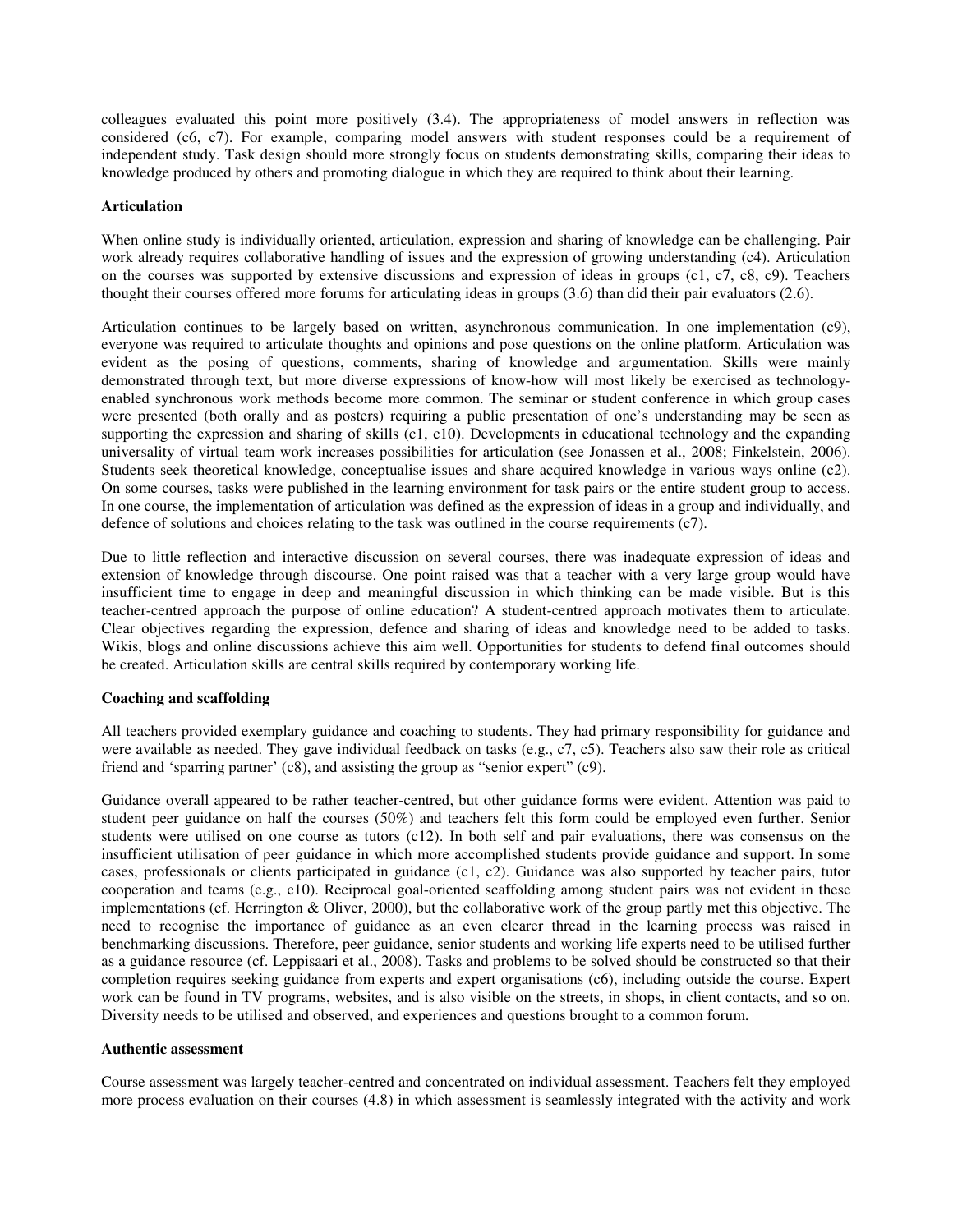colleagues evaluated this point more positively (3.4). The appropriateness of model answers in reflection was considered (c6, c7). For example, comparing model answers with student responses could be a requirement of independent study. Task design should more strongly focus on students demonstrating skills, comparing their ideas to knowledge produced by others and promoting dialogue in which they are required to think about their learning.

**Articulation**

When online study is individually oriented, articulation, expression and sharing of knowledge can be challenging. Pair work already requires collaborative handling of issues and the expression of growing understanding (c4). Articulation on the courses was supported by extensive discussions and expression of ideas in groups (c1, c7, c8, c9). Teachers thought their courses offered more forums for articulating ideas in groups (3.6) than did their pair evaluators (2.6).

Articulation continues to be largely based on written, asynchronous communication. In one implementation (c9), everyone was required to articulate thoughts and opinions and pose questions on the online platform. Articulation was evident as the posing of questions, comments, sharing of knowledge and argumentation. Skills were mainly demonstrated through text, but more diverse expressions of know-how will most likely be exercised as technology-enabled synchronous work methods become more common. The seminar or student conference in which group cases were presented (both orally and as posters) requiring a public presentation of one's understanding may be seen as supporting the expression and sharing of skills (c1, c10). Developments in educational technology and the expanding universality of virtual team work increases possibilities for articulation (see Jonassen et al., 2008; Finkelstein, 2006). Students seek theoretical knowledge, conceptualise issues and share acquired knowledge in various ways online (c2). On some courses, tasks were published in the learning environment for task pairs or the entire student group to access. In one course, the implementation of articulation was defined as the expression of ideas in a group and individually, and defence of solutions and choices relating to the task was outlined in the course requirements (c7).

Due to little reflection and interactive discussion on several courses, there was inadequate expression of ideas and extension of knowledge through discourse. One point raised was that a teacher with a very large group would have insufficient time to engage in deep and meaningful discussion in which thinking can be made visible. But is this teacher-centred approach the purpose of online education? A student-centred approach motivates them to articulate. Clear objectives regarding the expression, defence and sharing of ideas and knowledge need to be added to tasks. Wikis, blogs and online discussions achieve this aim well. Opportunities for students to defend final outcomes should be created. Articulation skills are central skills required by contemporary working life.

**Coaching and scaffolding**

All teachers provided exemplary guidance and coaching to students. They had primary responsibility for guidance and were available as needed. They gave individual feedback on tasks (e.g., c7, c5). Teachers also saw their role as critical friend and 'sparring partner' (c8), and assisting the group as "senior expert" (c9).

Guidance overall appeared to be rather teacher-centred, but other guidance forms were evident. Attention was paid to student peer guidance on half the courses (50%) and teachers felt this form could be employed even further. Senior students were utilised on one course as tutors (c12). In both self and pair evaluations, there was consensus on the insufficient utilisation of peer guidance in which more accomplished students provide guidance and support. In some cases, professionals or clients participated in guidance (c1, c2). Guidance was also supported by teacher pairs, tutor cooperation and teams (e.g., c10). Reciprocal goal-oriented scaffolding among student pairs was not evident in these implementations (cf. Herrington & Oliver, 2000), but the collaborative work of the group partly met this objective. The need to recognise the importance of guidance as an even clearer thread in the learning process was raised in benchmarking discussions. Therefore, peer guidance, senior students and working life experts need to be utilised further as a guidance resource (cf. Leppisaari et al., 2008). Tasks and problems to be solved should be constructed so that their completion requires seeking guidance from experts and expert organisations (c6), including outside the course. Expert work can be found in TV programs, websites, and is also visible on the streets, in shops, in client contacts, and so on. Diversity needs to be utilised and observed, and experiences and questions brought to a common forum.

**Authentic assessment**

Course assessment was largely teacher-centred and concentrated on individual assessment. Teachers felt they employed more process evaluation on their courses (4.8) in which assessment is seamlessly integrated with the activity and work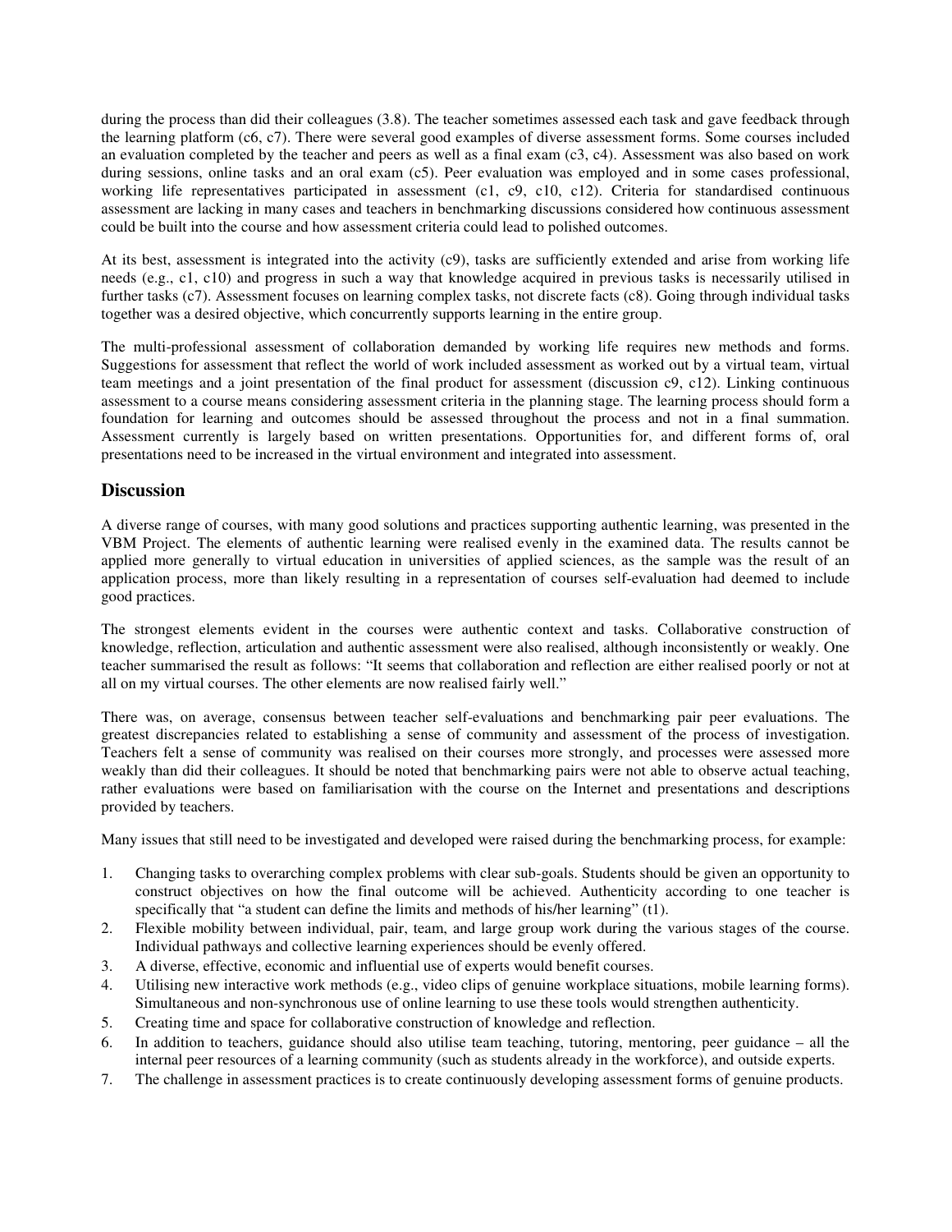during the process than did their colleagues (3.8). The teacher sometimes assessed each task and gave feedback through the learning platform (c6, c7). There were several good examples of diverse assessment forms. Some courses included an evaluation completed by the teacher and peers as well as a final exam (c3, c4). Assessment was also based on work during sessions, online tasks and an oral exam (c5). Peer evaluation was employed and in some cases professional, working life representatives participated in assessment (c1, c9, c10, c12). Criteria for standardised continuous assessment are lacking in many cases and teachers in benchmarking discussions considered how continuous assessment could be built into the course and how assessment criteria could lead to polished outcomes.

At its best, assessment is integrated into the activity (c9), tasks are sufficiently extended and arise from working life needs (e.g., c1, c10) and progress in such a way that knowledge acquired in previous tasks is necessarily utilised in further tasks (c7). Assessment focuses on learning complex tasks, not discrete facts (c8). Going through individual tasks together was a desired objective, which concurrently supports learning in the entire group.

The multi-professional assessment of collaboration demanded by working life requires new methods and forms. Suggestions for assessment that reflect the world of work included assessment as worked out by a virtual team, virtual team meetings and a joint presentation of the final product for assessment (discussion c9, c12). Linking continuous assessment to a course means considering assessment criteria in the planning stage. The learning process should form a foundation for learning and outcomes should be assessed throughout the process and not in a final summation. Assessment currently is largely based on written presentations. Opportunities for, and different forms of, oral presentations need to be increased in the virtual environment and integrated into assessment.

## Discussion

A diverse range of courses, with many good solutions and practices supporting authentic learning, was presented in the VBM Project. The elements of authentic learning were realised evenly in the examined data. The results cannot be applied more generally to virtual education in universities of applied sciences, as the sample was the result of an application process, more than likely resulting in a representation of courses self-evaluation had deemed to include good practices.

The strongest elements evident in the courses were authentic context and tasks. Collaborative construction of knowledge, reflection, articulation and authentic assessment were also realised, although inconsistently or weakly. One teacher summarised the result as follows: "It seems that collaboration and reflection are either realised poorly or not at all on my virtual courses. The other elements are now realised fairly well."

There was, on average, consensus between teacher self-evaluations and benchmarking pair peer evaluations. The greatest discrepancies related to establishing a sense of community and assessment of the process of investigation. Teachers felt a sense of community was realised on their courses more strongly, and processes were assessed more weakly than did their colleagues. It should be noted that benchmarking pairs were not able to observe actual teaching, rather evaluations were based on familiarisation with the course on the Internet and presentations and descriptions provided by teachers.

Many issues that still need to be investigated and developed were raised during the benchmarking process, for example:

1. Changing tasks to overarching complex problems with clear sub-goals. Students should be given an opportunity to construct objectives on how the final outcome will be achieved. Authenticity according to one teacher is specifically that "a student can define the limits and methods of his/her learning" (t1).
2. Flexible mobility between individual, pair, team, and large group work during the various stages of the course. Individual pathways and collective learning experiences should be evenly offered.
3. A diverse, effective, economic and influential use of experts would benefit courses.
4. Utilising new interactive work methods (e.g., video clips of genuine workplace situations, mobile learning forms). Simultaneous and non-synchronous use of online learning to use these tools would strengthen authenticity.
5. Creating time and space for collaborative construction of knowledge and reflection.
6. In addition to teachers, guidance should also utilise team teaching, tutoring, mentoring, peer guidance – all the internal peer resources of a learning community (such as students already in the workforce), and outside experts.
7. The challenge in assessment practices is to create continuously developing assessment forms of genuine products.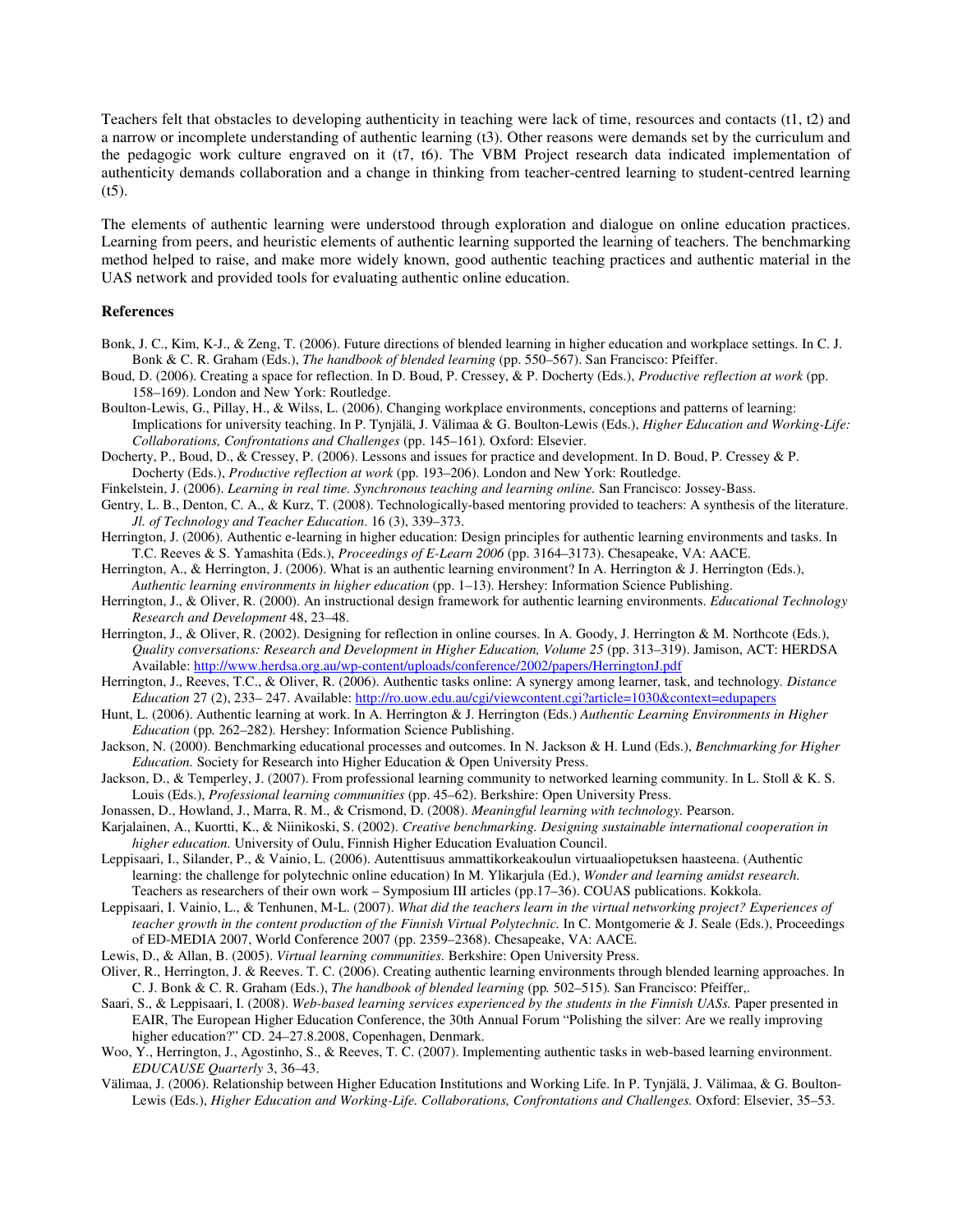Teachers felt that obstacles to developing authenticity in teaching were lack of time, resources and contacts (t1, t2) and a narrow or incomplete understanding of authentic learning (t3). Other reasons were demands set by the curriculum and the pedagogic work culture engraved on it (t7, t6). The VBM Project research data indicated implementation of authenticity demands collaboration and a change in thinking from teacher-centred learning to student-centred learning (t5).

The elements of authentic learning were understood through exploration and dialogue on online education practices. Learning from peers, and heuristic elements of authentic learning supported the learning of teachers. The benchmarking method helped to raise, and make more widely known, good authentic teaching practices and authentic material in the UAS network and provided tools for evaluating authentic online education.

## References

Bonk, J. C., Kim, K-J., & Zeng, T. (2006). Future directions of blended learning in higher education and workplace settings. In C. J. Bonk & C. R. Graham (Eds.), *The handbook of blended learning* (pp. 550–567). San Francisco: Pfeiffer.

Boud, D. (2006). Creating a space for reflection. In D. Boud, P. Cressey, & P. Docherty (Eds.), *Productive reflection at work* (pp. 158–169). London and New York: Routledge.

Boulton-Lewis, G., Pillay, H., & Wilss, L. (2006). Changing workplace environments, conceptions and patterns of learning: Implications for university teaching. In P. Tynjälä, J. Välimaa & G. Boulton-Lewis (Eds.), *Higher Education and Working-Life: Collaborations, Confrontations and Challenges* (pp. 145–161)*.* Oxford: Elsevier.

Docherty, P., Boud, D., & Cressey, P. (2006). Lessons and issues for practice and development. In D. Boud, P. Cressey & P. Docherty (Eds.), *Productive reflection at work* (pp. 193–206). London and New York: Routledge.

Finkelstein, J. (2006). *Learning in real time. Synchronous teaching and learning online.* San Francisco: Jossey-Bass.

Gentry, L. B., Denton, C. A., & Kurz, T. (2008). Technologically-based mentoring provided to teachers: A synthesis of the literature. *Jl. of Technology and Teacher Education*. 16 (3), 339–373.

Herrington, J. (2006). Authentic e-learning in higher education: Design principles for authentic learning environments and tasks. In T.C. Reeves & S. Yamashita (Eds.), *Proceedings of E-Learn 2006* (pp. 3164–3173). Chesapeake, VA: AACE.

Herrington, A., & Herrington, J. (2006). What is an authentic learning environment? In A. Herrington & J. Herrington (Eds.), *Authentic learning environments in higher education* (pp. 1–13). Hershey: Information Science Publishing.

Herrington, J., & Oliver, R. (2000). An instructional design framework for authentic learning environments. *Educational Technology Research and Development* 48, 23–48.

Herrington, J., & Oliver, R. (2002). Designing for reflection in online courses. In A. Goody, J. Herrington & M. Northcote (Eds.), *Quality conversations: Research and Development in Higher Education, Volume 25* (pp. 313–319). Jamison, ACT: HERDSA Available: http://www.herdsa.org.au/wp-content/uploads/conference/2002/papers/HerringtonJ.pdf

Herrington, J., Reeves, T.C., & Oliver, R. (2006). Authentic tasks online: A synergy among learner, task, and technology. *Distance Education* 27 (2), 233– 247. Available: http://ro.uow.edu.au/cgi/viewcontent.cgi?article=1030&context=edupapers

Hunt, L. (2006). Authentic learning at work. In A. Herrington & J. Herrington (Eds.) *Authentic Learning Environments in Higher Education* (pp*.* 262–282)*.* Hershey: Information Science Publishing.

Jackson, N. (2000). Benchmarking educational processes and outcomes. In N. Jackson & H. Lund (Eds.), *Benchmarking for Higher Education.* Society for Research into Higher Education & Open University Press.

Jackson, D., & Temperley, J. (2007). From professional learning community to networked learning community. In L. Stoll & K. S. Louis (Eds.), *Professional learning communities* (pp. 45–62). Berkshire: Open University Press.

Jonassen, D., Howland, J., Marra, R. M., & Crismond, D. (2008). *Meaningful learning with technology.* Pearson.

Karjalainen, A., Kuortti, K., & Niinikoski, S. (2002). *Creative benchmarking. Designing sustainable international cooperation in higher education.* University of Oulu, Finnish Higher Education Evaluation Council.

Leppisaari, I., Silander, P., & Vainio, L. (2006). Autenttisuus ammattikorkeakoulun virtuaaliopetuksen haasteena. (Authentic learning: the challenge for polytechnic online education) In M. Ylikarjula (Ed.), *Wonder and learning amidst research.* Teachers as researchers of their own work – Symposium III articles (pp.17–36). COUAS publications. Kokkola.

Leppisaari, I. Vainio, L., & Tenhunen, M-L. (2007). *What did the teachers learn in the virtual networking project? Experiences of teacher growth in the content production of the Finnish Virtual Polytechnic.* In C. Montgomerie & J. Seale (Eds.), Proceedings of ED-MEDIA 2007, World Conference 2007 (pp. 2359–2368). Chesapeake, VA: AACE.

Lewis, D., & Allan, B. (2005). *Virtual learning communities.* Berkshire: Open University Press.

Oliver, R., Herrington, J. & Reeves. T. C. (2006). Creating authentic learning environments through blended learning approaches. In C. J. Bonk & C. R. Graham (Eds.), *The handbook of blended learning* (pp*.* 502–515)*.* San Francisco: Pfeiffer,.

Saari, S., & Leppisaari, I. (2008). *Web-based learning services experienced by the students in the Finnish UASs.* Paper presented in EAIR, The European Higher Education Conference, the 30th Annual Forum "Polishing the silver: Are we really improving higher education?" CD. 24–27.8.2008, Copenhagen, Denmark.

Woo, Y., Herrington, J., Agostinho, S., & Reeves, T. C. (2007). Implementing authentic tasks in web-based learning environment. *EDUCAUSE Quarterly* 3, 36–43.

Välimaa, J. (2006). Relationship between Higher Education Institutions and Working Life. In P. Tynjälä, J. Välimaa, & G. Boulton-Lewis (Eds.), *Higher Education and Working-Life. Collaborations, Confrontations and Challenges.* Oxford: Elsevier, 35–53.